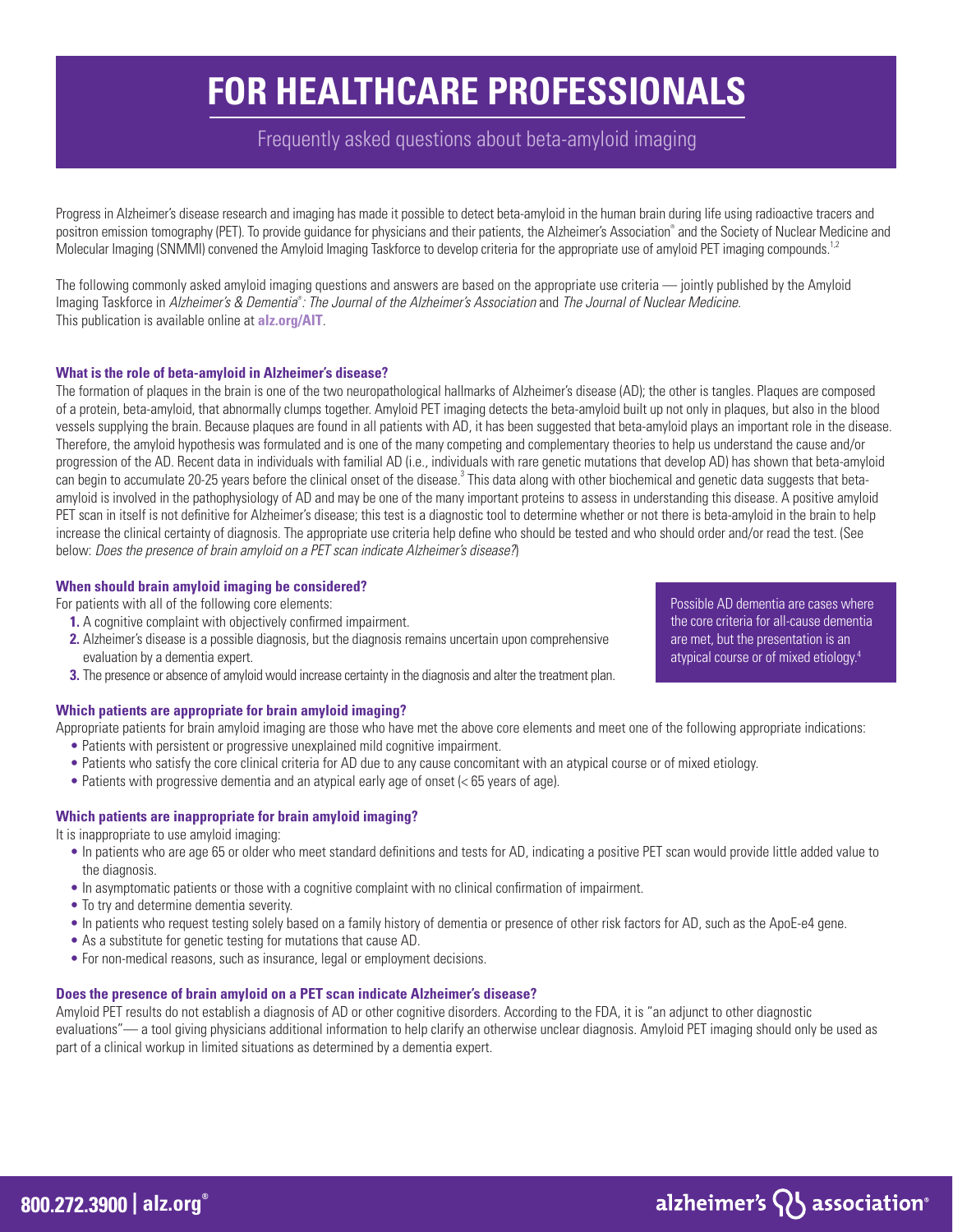# FOR HEALTHCARE PROFESSIONALS

Frequently asked questions about beta-amyloid imaging

Progress in Alzheimer's disease research and imaging has made it possible to detect beta-amyloid in the human brain during life using radioactive tracers and positron emission tomography (PET). To provide guidance for physicians and their patients, the Alzheimer's Association® and the Society of Nuclear Medicine and Molecular Imaging (SNMMI) convened the Amyloid Imaging Taskforce to develop criteria for the appropriate use of amyloid PET imaging compounds.[1,2]

The following commonly asked amyloid imaging questions and answers are based on the appropriate use criteria — jointly published by the Amyloid Imaging Taskforce in *Alzheimer's & Dementia®: The Journal of the Alzheimer's Association* and *The Journal of Nuclear Medicine*. This publication is available online at **alz.org/AIT**.

### What is the role of beta-amyloid in Alzheimer's disease?

The formation of plaques in the brain is one of the two neuropathological hallmarks of Alzheimer's disease (AD); the other is tangles. Plaques are composed of a protein, beta-amyloid, that abnormally clumps together. Amyloid PET imaging detects the beta-amyloid built up not only in plaques, but also in the blood vessels supplying the brain. Because plaques are found in all patients with AD, it has been suggested that beta-amyloid plays an important role in the disease. Therefore, the amyloid hypothesis was formulated and is one of the many competing and complementary theories to help us understand the cause and/or progression of the AD. Recent data in individuals with familial AD (i.e., individuals with rare genetic mutations that develop AD) has shown that beta-amyloid can begin to accumulate 20-25 years before the clinical onset of the disease.[3] This data along with other biochemical and genetic data suggests that beta-amyloid is involved in the pathophysiology of AD and may be one of the many important proteins to assess in understanding this disease. A positive amyloid PET scan in itself is not definitive for Alzheimer's disease; this test is a diagnostic tool to determine whether or not there is beta-amyloid in the brain to help increase the clinical certainty of diagnosis. The appropriate use criteria help define who should be tested and who should order and/or read the test. (See below: *Does the presence of brain amyloid on a PET scan indicate Alzheimer's disease?*)

### When should brain amyloid imaging be considered?

For patients with all of the following core elements:

1. A cognitive complaint with objectively confirmed impairment.
2. Alzheimer's disease is a possible diagnosis, but the diagnosis remains uncertain upon comprehensive evaluation by a dementia expert.
3. The presence or absence of amyloid would increase certainty in the diagnosis and alter the treatment plan.

Possible AD dementia are cases where the core criteria for all-cause dementia are met, but the presentation is an atypical course or of mixed etiology.[4]

### Which patients are appropriate for brain amyloid imaging?

Appropriate patients for brain amyloid imaging are those who have met the above core elements and meet one of the following appropriate indications:

- Patients with persistent or progressive unexplained mild cognitive impairment.
- Patients who satisfy the core clinical criteria for AD due to any cause concomitant with an atypical course or of mixed etiology.
- Patients with progressive dementia and an atypical early age of onset (< 65 years of age).

### Which patients are inappropriate for brain amyloid imaging?

It is inappropriate to use amyloid imaging:

- In patients who are age 65 or older who meet standard definitions and tests for AD, indicating a positive PET scan would provide little added value to the diagnosis.
- In asymptomatic patients or those with a cognitive complaint with no clinical confirmation of impairment.
- To try and determine dementia severity.
- In patients who request testing solely based on a family history of dementia or presence of other risk factors for AD, such as the ApoE-e4 gene.
- As a substitute for genetic testing for mutations that cause AD.
- For non-medical reasons, such as insurance, legal or employment decisions.

### Does the presence of brain amyloid on a PET scan indicate Alzheimer's disease?

Amyloid PET results do not establish a diagnosis of AD or other cognitive disorders. According to the FDA, it is "an adjunct to other diagnostic evaluations"— a tool giving physicians additional information to help clarify an otherwise unclear diagnosis. Amyloid PET imaging should only be used as part of a clinical workup in limited situations as determined by a dementia expert.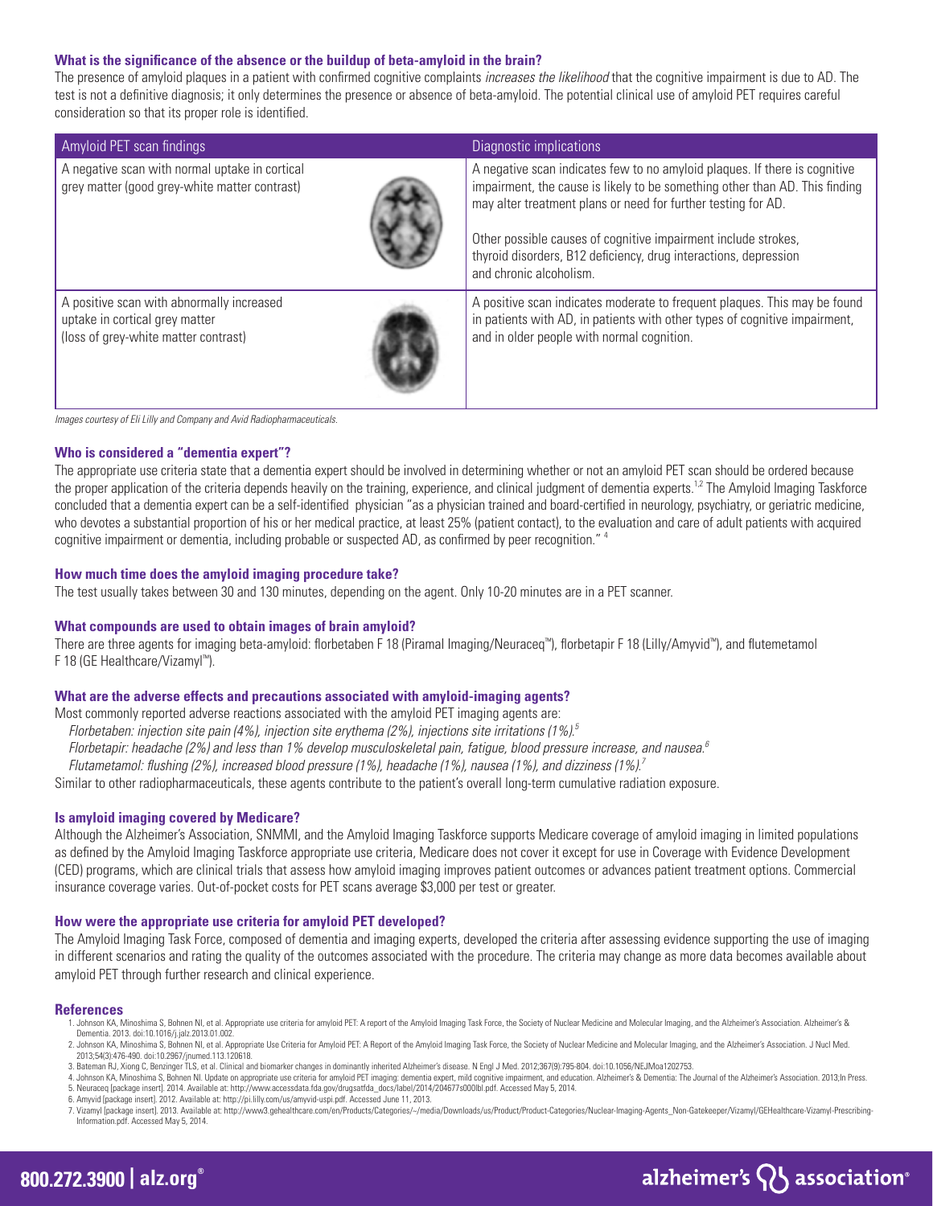### What is the significance of the absence or the buildup of beta-amyloid in the brain?

The presence of amyloid plaques in a patient with confirmed cognitive complaints *increases the likelihood* that the cognitive impairment is due to AD. The test is not a definitive diagnosis; it only determines the presence or absence of beta-amyloid. The potential clinical use of amyloid PET requires careful consideration so that its proper role is identified.

| Amyloid PET scan findings | Diagnostic implications |
|---|---|
| A negative scan with normal uptake in cortical grey matter (good grey-white matter contrast) | A negative scan indicates few to no amyloid plaques. If there is cognitive impairment, the cause is likely to be something other than AD. This finding may alter treatment plans or need for further testing for AD. Other possible causes of cognitive impairment include strokes, thyroid disorders, B12 deficiency, drug interactions, depression and chronic alcoholism. |
| A positive scan with abnormally increased uptake in cortical grey matter (loss of grey-white matter contrast) | A positive scan indicates moderate to frequent plaques. This may be found in patients with AD, in patients with other types of cognitive impairment, and in older people with normal cognition. |

*Images courtesy of Eli Lilly and Company and Avid Radiopharmaceuticals.*

### Who is considered a "dementia expert"?

The appropriate use criteria state that a dementia expert should be involved in determining whether or not an amyloid PET scan should be ordered because the proper application of the criteria depends heavily on the training, experience, and clinical judgment of dementia experts.[1,2] The Amyloid Imaging Taskforce concluded that a dementia expert can be a self-identified physician "as a physician trained and board-certified in neurology, psychiatry, or geriatric medicine, who devotes a substantial proportion of his or her medical practice, at least 25% (patient contact), to the evaluation and care of adult patients with acquired cognitive impairment or dementia, including probable or suspected AD, as confirmed by peer recognition." [4]

### How much time does the amyloid imaging procedure take?

The test usually takes between 30 and 130 minutes, depending on the agent. Only 10-20 minutes are in a PET scanner.

### What compounds are used to obtain images of brain amyloid?

There are three agents for imaging beta-amyloid: florbetaben F 18 (Piramal Imaging/Neuraceq™), florbetapir F 18 (Lilly/Amyvid™), and flutemetamol F 18 (GE Healthcare/Vizamyl™).

### What are the adverse effects and precautions associated with amyloid-imaging agents?

Most commonly reported adverse reactions associated with the amyloid PET imaging agents are:

*Florbetaben: injection site pain (4%), injection site erythema (2%), injections site irritations (1%).*[5]

*Florbetapir: headache (2%) and less than 1% develop musculoskeletal pain, fatigue, blood pressure increase, and nausea.*[6]

*Flutametamol: flushing (2%), increased blood pressure (1%), headache (1%), nausea (1%), and dizziness (1%).*[7]

Similar to other radiopharmaceuticals, these agents contribute to the patient's overall long-term cumulative radiation exposure.

### Is amyloid imaging covered by Medicare?

Although the Alzheimer's Association, SNMMI, and the Amyloid Imaging Taskforce supports Medicare coverage of amyloid imaging in limited populations as defined by the Amyloid Imaging Taskforce appropriate use criteria, Medicare does not cover it except for use in Coverage with Evidence Development (CED) programs, which are clinical trials that assess how amyloid imaging improves patient outcomes or advances patient treatment options. Commercial insurance coverage varies. Out-of-pocket costs for PET scans average $3,000 per test or greater.

### How were the appropriate use criteria for amyloid PET developed?

The Amyloid Imaging Task Force, composed of dementia and imaging experts, developed the criteria after assessing evidence supporting the use of imaging in different scenarios and rating the quality of the outcomes associated with the procedure. The criteria may change as more data becomes available about amyloid PET through further research and clinical experience.

### References

1. Johnson KA, Minoshima S, Bohnen NI, et al. Appropriate use criteria for amyloid PET: A report of the Amyloid Imaging Task Force, the Society of Nuclear Medicine and Molecular Imaging, and the Alzheimer's Association. Alzheimer's & Dementia. 2013. doi:10.1016/j.jalz.2013.01.002.
2. Johnson KA, Minoshima S, Bohnen NI, et al. Appropriate Use Criteria for Amyloid PET: A Report of the Amyloid Imaging Task Force, the Society of Nuclear Medicine and Molecular Imaging, and the Alzheimer's Association. J Nucl Med. 2013;54(3):476-490. doi:10.2967/jnumed.113.120618.
3. Bateman RJ, Xiong C, Benzinger TLS, et al. Clinical and biomarker changes in dominantly inherited Alzheimer's disease. N Engl J Med. 2012;367(9):795-804. doi:10.1056/NEJMoa1202753.
4. Johnson KA, Minoshima S, Bohnen NI. Update on appropriate use criteria for amyloid PET imaging: dementia expert, mild cognitive impairment, and education. Alzheimer's & Dementia: The Journal of the Alzheimer's Association. 2013;In Press.
5. Neuraceq [package insert]. 2014. Available at: http://www.accessdata.fda.gov/drugsatfda_docs/label/2014/204677s000lbl.pdf. Accessed May 5, 2014.
6. Amyvid [package insert]. 2012. Available at: http://pi.lilly.com/us/amyvid-uspi.pdf. Accessed June 11, 2013.
7. Vizamyl [package insert]. 2013. Available at: http://www3.gehealthcare.com/en/Products/Categories/~/media/Downloads/us/Product/Product-Categories/Nuclear-Imaging-Agents_Non-Gatekeeper/Vizamyl/GEHealthcare-Vizamyl-Prescribing-Information.pdf. Accessed May 5, 2014.

800.272.3900 | alz.org®

alzheimer's association®